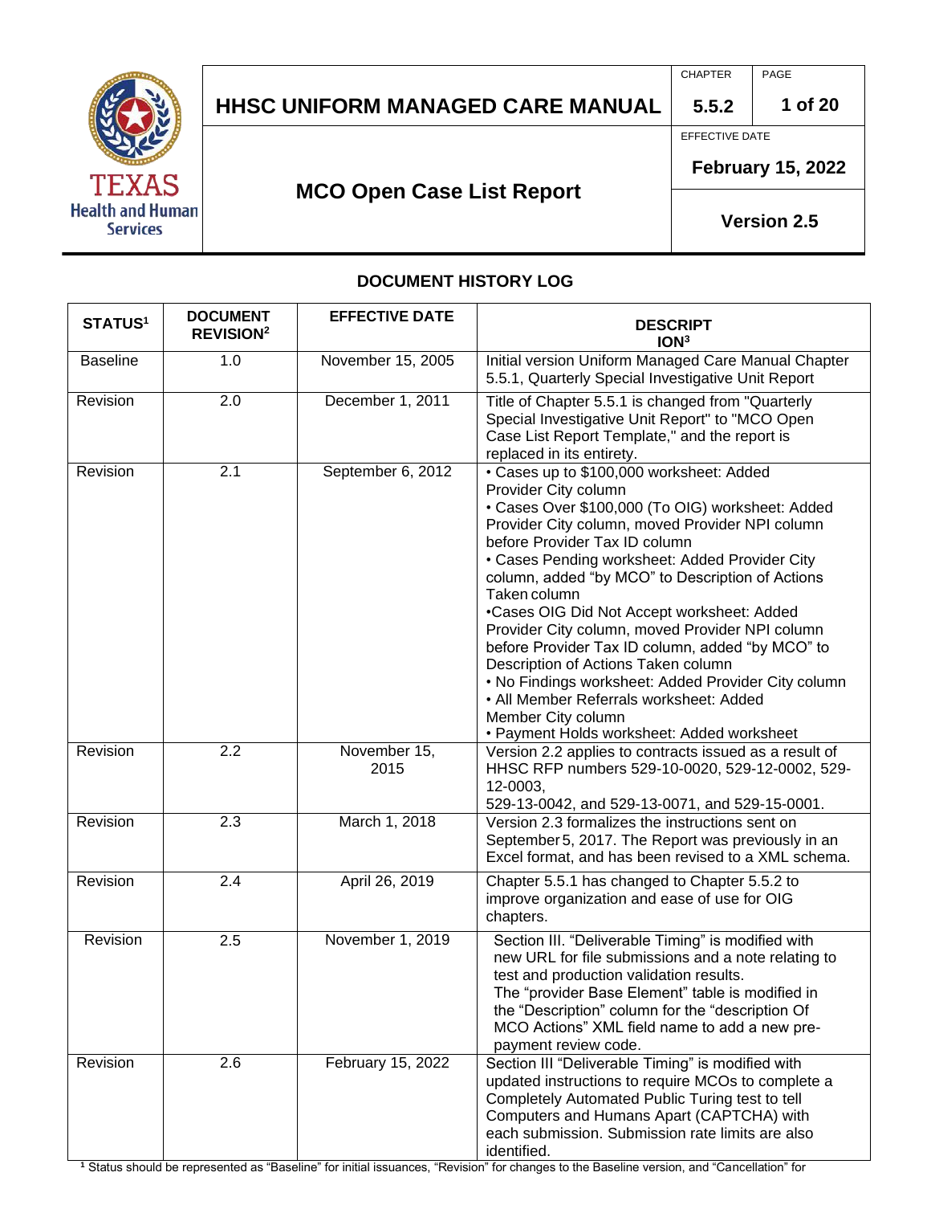# HHSC UNIFORM MANAGED CARE MANUAL

| CHAPTER | PAGE |
|---|---|
| 5.5.2 | 1 of 20 |

EFFECTIVE DATE

**February 15, 2022**

## MCO Open Case List Report

**Version 2.5**

### DOCUMENT HISTORY LOG

| STATUS[1] | DOCUMENT REVISION[2] | EFFECTIVE DATE | DESCRIPTION[3] |
|---|---|---|---|
| Baseline | 1.0 | November 15, 2005 | Initial version Uniform Managed Care Manual Chapter 5.5.1, Quarterly Special Investigative Unit Report |
| Revision | 2.0 | December 1, 2011 | Title of Chapter 5.5.1 is changed from "Quarterly Special Investigative Unit Report" to "MCO Open Case List Report Template," and the report is replaced in its entirety. |
| Revision | 2.1 | September 6, 2012 | • Cases up to $100,000 worksheet: Added Provider City column<br>• Cases Over $100,000 (To OIG) worksheet: Added Provider City column, moved Provider NPI column before Provider Tax ID column<br>• Cases Pending worksheet: Added Provider City column, added "by MCO" to Description of Actions Taken column<br>•Cases OIG Did Not Accept worksheet: Added Provider City column, moved Provider NPI column before Provider Tax ID column, added "by MCO" to Description of Actions Taken column<br>• No Findings worksheet: Added Provider City column<br>• All Member Referrals worksheet: Added Member City column<br>• Payment Holds worksheet: Added worksheet |
| Revision | 2.2 | November 15, 2015 | Version 2.2 applies to contracts issued as a result of HHSC RFP numbers 529-10-0020, 529-12-0002, 529-12-0003,<br>529-13-0042, and 529-13-0071, and 529-15-0001. |
| Revision | 2.3 | March 1, 2018 | Version 2.3 formalizes the instructions sent on September 5, 2017. The Report was previously in an Excel format, and has been revised to a XML schema. |
| Revision | 2.4 | April 26, 2019 | Chapter 5.5.1 has changed to Chapter 5.5.2 to improve organization and ease of use for OIG chapters. |
| Revision | 2.5 | November 1, 2019 | Section III. "Deliverable Timing" is modified with new URL for file submissions and a note relating to test and production validation results.<br>The "provider Base Element" table is modified in the "Description" column for the "description Of MCO Actions" XML field name to add a new pre-payment review code. |
| Revision | 2.6 | February 15, 2022 | Section III "Deliverable Timing" is modified with updated instructions to require MCOs to complete a Completely Automated Public Turing test to tell Computers and Humans Apart (CAPTCHA) with each submission. Submission rate limits are also identified. |

[1] Status should be represented as "Baseline" for initial issuances, "Revision" for changes to the Baseline version, and "Cancellation" for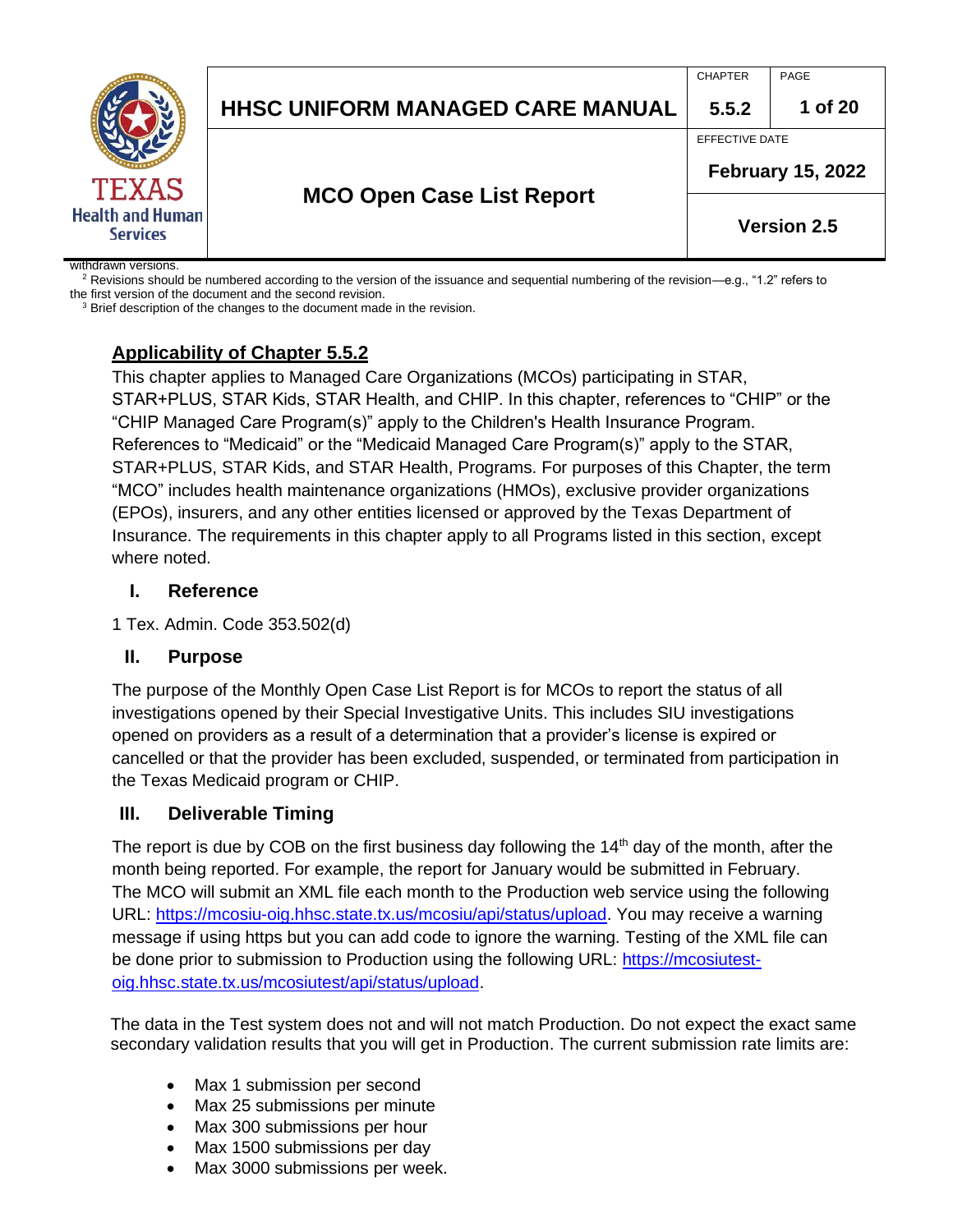withdrawn versions.

[2] Revisions should be numbered according to the version of the issuance and sequential numbering of the revision—e.g., "1.2" refers to the first version of the document and the second revision.

[3] Brief description of the changes to the document made in the revision.

## Applicability of Chapter 5.5.2

This chapter applies to Managed Care Organizations (MCOs) participating in STAR, STAR+PLUS, STAR Kids, STAR Health, and CHIP. In this chapter, references to "CHIP" or the "CHIP Managed Care Program(s)" apply to the Children's Health Insurance Program. References to "Medicaid" or the "Medicaid Managed Care Program(s)" apply to the STAR, STAR+PLUS, STAR Kids, and STAR Health, Programs. For purposes of this Chapter, the term "MCO" includes health maintenance organizations (HMOs), exclusive provider organizations (EPOs), insurers, and any other entities licensed or approved by the Texas Department of Insurance. The requirements in this chapter apply to all Programs listed in this section, except where noted.

## I. Reference

1 Tex. Admin. Code 353.502(d)

## II. Purpose

The purpose of the Monthly Open Case List Report is for MCOs to report the status of all investigations opened by their Special Investigative Units. This includes SIU investigations opened on providers as a result of a determination that a provider's license is expired or cancelled or that the provider has been excluded, suspended, or terminated from participation in the Texas Medicaid program or CHIP.

## III. Deliverable Timing

The report is due by COB on the first business day following the 14th day of the month, after the month being reported. For example, the report for January would be submitted in February. The MCO will submit an XML file each month to the Production web service using the following URL: https://mcosiu-oig.hhsc.state.tx.us/mcosiu/api/status/upload. You may receive a warning message if using https but you can add code to ignore the warning. Testing of the XML file can be done prior to submission to Production using the following URL: https://mcosiutest-oig.hhsc.state.tx.us/mcosiutest/api/status/upload.

The data in the Test system does not and will not match Production. Do not expect the exact same secondary validation results that you will get in Production. The current submission rate limits are:

- Max 1 submission per second
- Max 25 submissions per minute
- Max 300 submissions per hour
- Max 1500 submissions per day
- Max 3000 submissions per week.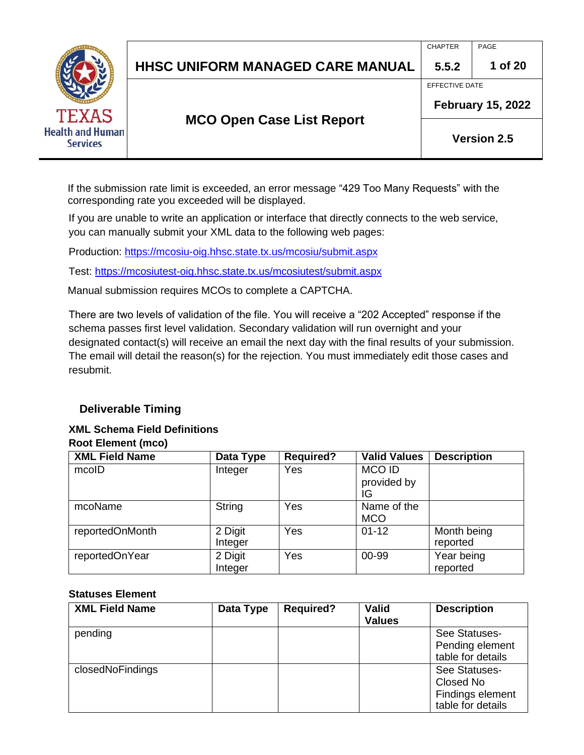If the submission rate limit is exceeded, an error message “429 Too Many Requests” with the corresponding rate you exceeded will be displayed.

If you are unable to write an application or interface that directly connects to the web service, you can manually submit your XML data to the following web pages:

Production: https://mcosiu-oig.hhsc.state.tx.us/mcosiu/submit.aspx

Test: https://mcosiutest-oig.hhsc.state.tx.us/mcosiutest/submit.aspx

Manual submission requires MCOs to complete a CAPTCHA.

There are two levels of validation of the file. You will receive a “202 Accepted” response if the schema passes first level validation. Secondary validation will run overnight and your designated contact(s) will receive an email the next day with the final results of your submission. The email will detail the reason(s) for the rejection. You must immediately edit those cases and resubmit.

## Deliverable Timing

### XML Schema Field Definitions

**Root Element (mco)**

| XML Field Name | Data Type | Required? | Valid Values | Description |
|---|---|---|---|---|
| mcoID | Integer | Yes | MCO ID provided by IG | |
| mcoName | String | Yes | Name of the MCO | |
| reportedOnMonth | 2 Digit Integer | Yes | 01-12 | Month being reported |
| reportedOnYear | 2 Digit Integer | Yes | 00-99 | Year being reported |

**Statuses Element**

| XML Field Name | Data Type | Required? | Valid Values | Description |
|---|---|---|---|---|
| pending | | | | See Statuses-Pending element table for details |
| closedNoFindings | | | | See Statuses-Closed No Findings element table for details |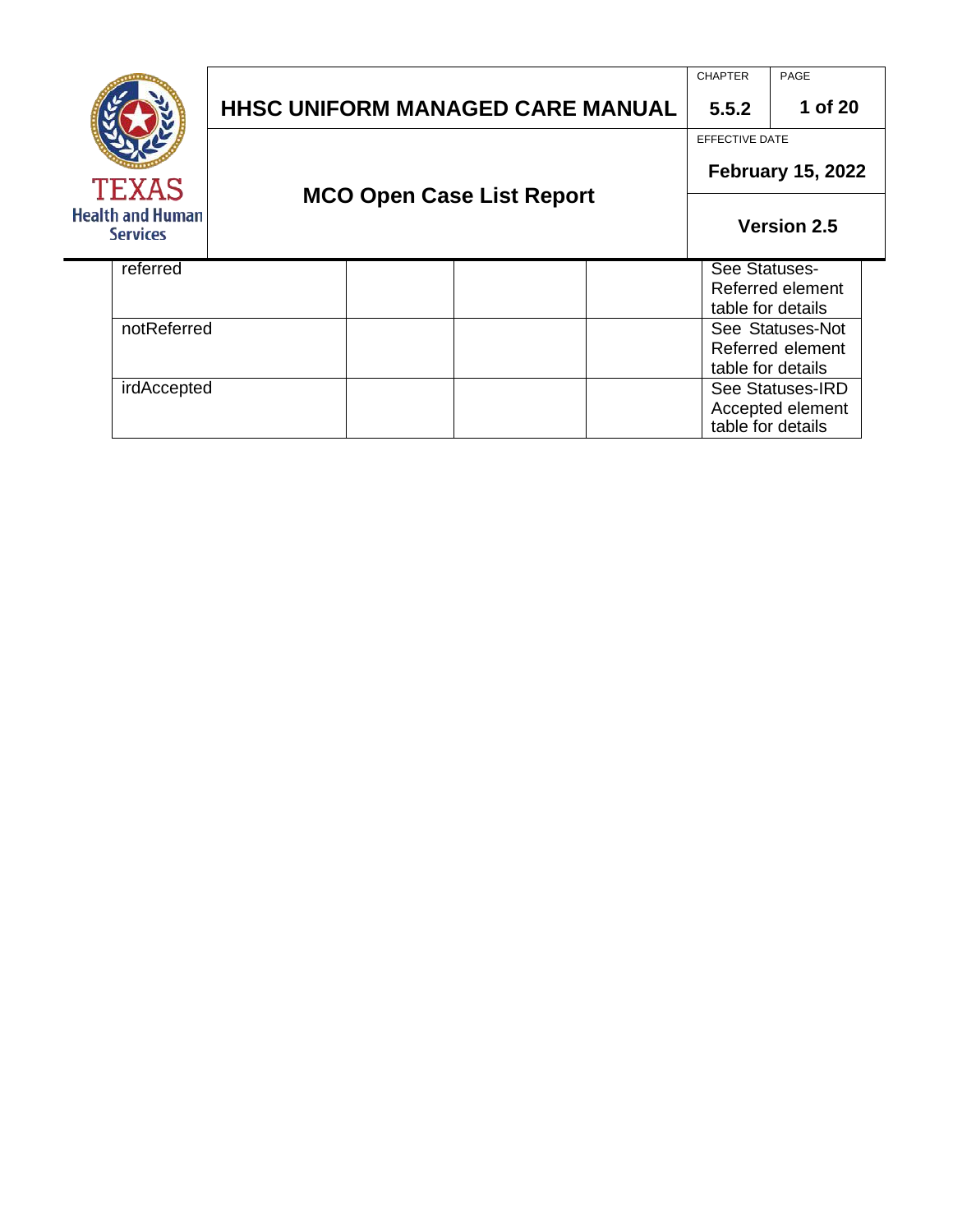| | | | | |
|---|---|---|---|---|
| referred | | | | See Statuses-Referred element table for details |
| notReferred | | | | See Statuses-Not Referred element table for details |
| irdAccepted | | | | See Statuses-IRD Accepted element table for details |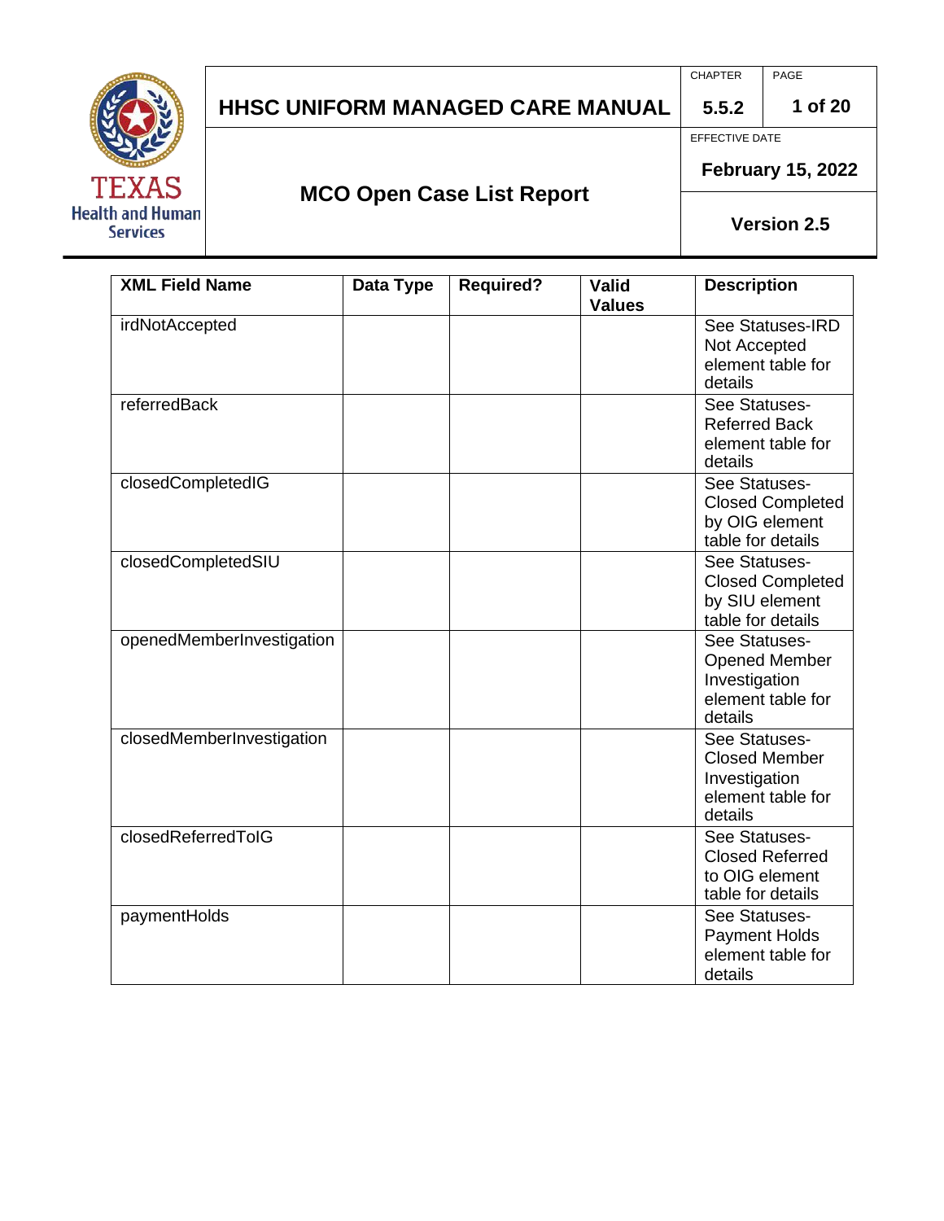| XML Field Name | Data Type | Required? | Valid Values | Description |
| --- | --- | --- | --- | --- |
| irdNotAccepted | | | | See Statuses-IRD Not Accepted element table for details |
| referredBack | | | | See Statuses-Referred Back element table for details |
| closedCompletedIG | | | | See Statuses-Closed Completed by OIG element table for details |
| closedCompletedSIU | | | | See Statuses-Closed Completed by SIU element table for details |
| openedMemberInvestigation | | | | See Statuses-Opened Member Investigation element table for details |
| closedMemberInvestigation | | | | See Statuses-Closed Member Investigation element table for details |
| closedReferredToIG | | | | See Statuses-Closed Referred to OIG element table for details |
| paymentHolds | | | | See Statuses-Payment Holds element table for details |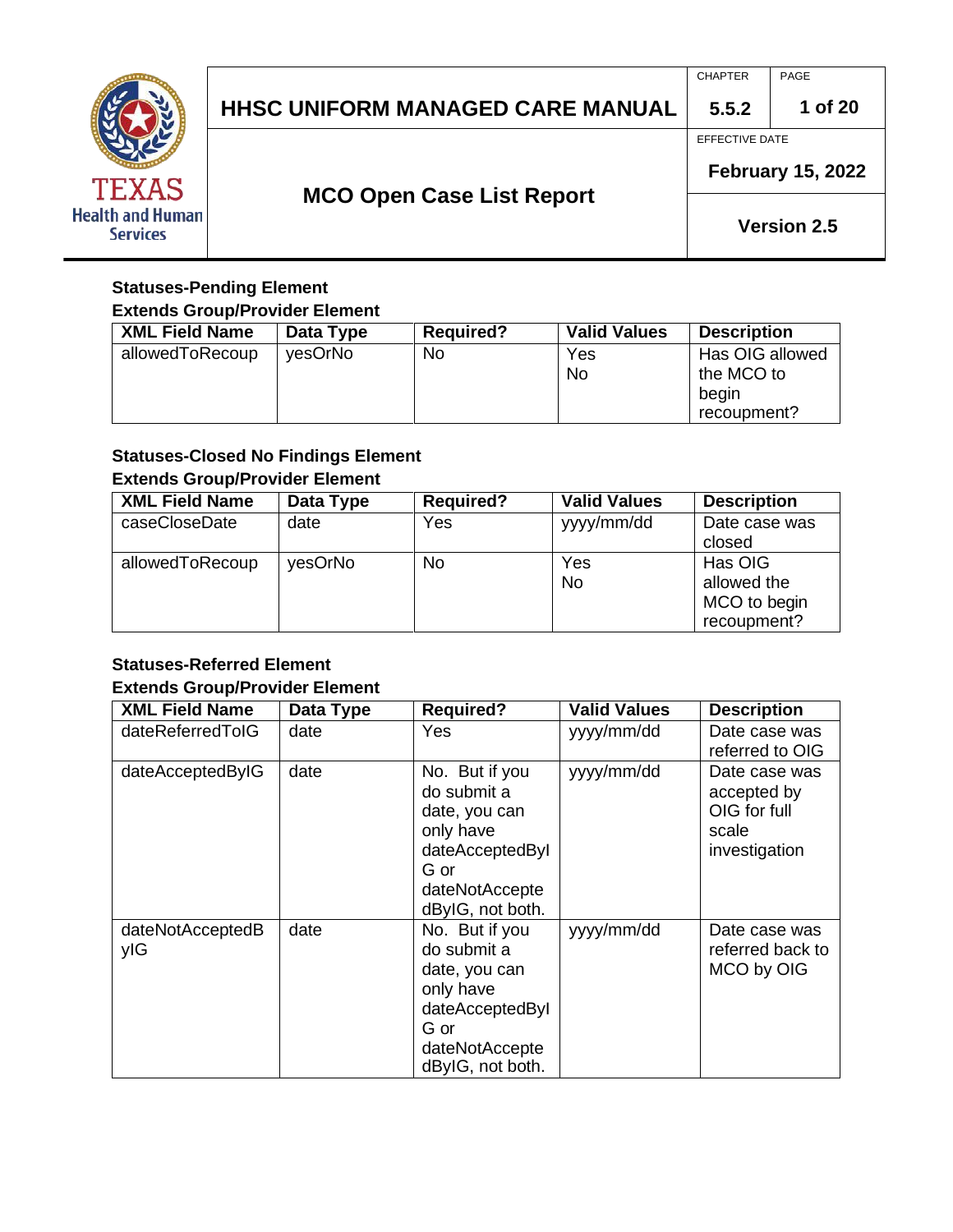**Statuses-Pending Element**
**Extends Group/Provider Element**

| XML Field Name | Data Type | Required? | Valid Values | Description |
|---|---|---|---|---|
| allowedToRecoup | yesOrNo | No | Yes<br>No | Has OIG allowed the MCO to begin recoupment? |

**Statuses-Closed No Findings Element**
**Extends Group/Provider Element**

| XML Field Name | Data Type | Required? | Valid Values | Description |
|---|---|---|---|---|
| caseCloseDate | date | Yes | yyyy/mm/dd | Date case was closed |
| allowedToRecoup | yesOrNo | No | Yes<br>No | Has OIG allowed the MCO to begin recoupment? |

**Statuses-Referred Element**
**Extends Group/Provider Element**

| XML Field Name | Data Type | Required? | Valid Values | Description |
|---|---|---|---|---|
| dateReferredToIG | date | Yes | yyyy/mm/dd | Date case was referred to OIG |
| dateAcceptedByIG | date | No. But if you do submit a date, you can only have dateAcceptedByIG or dateNotAcceptedByIG, not both. | yyyy/mm/dd | Date case was accepted by OIG for full scale investigation |
| dateNotAcceptedByIG | date | No. But if you do submit a date, you can only have dateAcceptedByIG or dateNotAcceptedByIG, not both. | yyyy/mm/dd | Date case was referred back to MCO by OIG |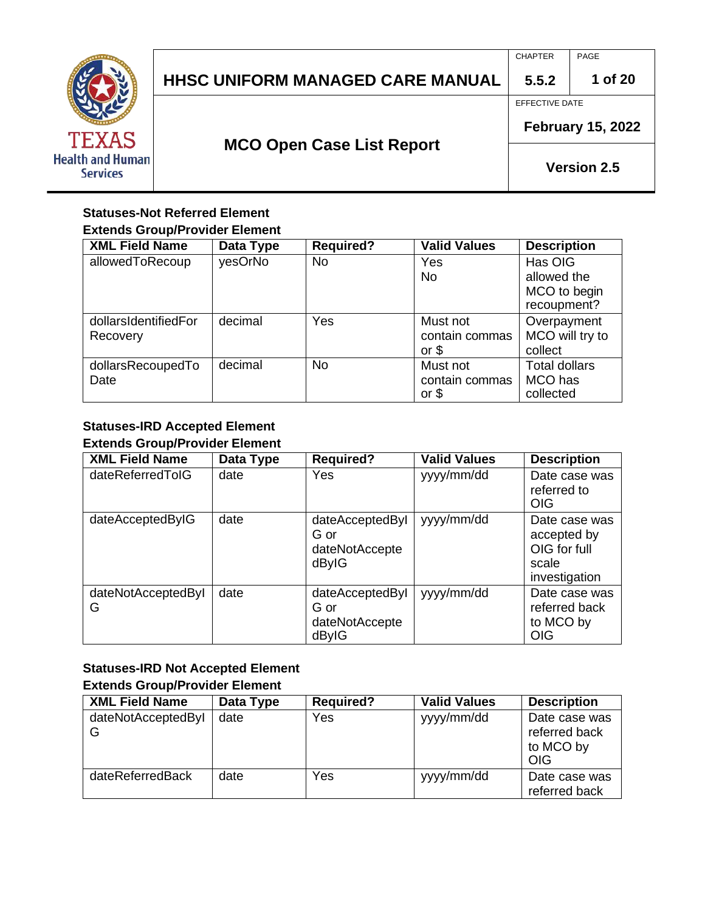**Statuses-Not Referred Element**
**Extends Group/Provider Element**

| XML Field Name | Data Type | Required? | Valid Values | Description |
|---|---|---|---|---|
| allowedToRecoup | yesOrNo | No | Yes<br>No | Has OIG allowed the MCO to begin recoupment? |
| dollarsIdentifiedForRecovery | decimal | Yes | Must not contain commas or $ | Overpayment MCO will try to collect |
| dollarsRecoupedToDate | decimal | No | Must not contain commas or $ | Total dollars MCO has collected |

**Statuses-IRD Accepted Element**
**Extends Group/Provider Element**

| XML Field Name | Data Type | Required? | Valid Values | Description |
|---|---|---|---|---|
| dateReferredToIG | date | Yes | yyyy/mm/dd | Date case was referred to OIG |
| dateAcceptedByIG | date | dateAcceptedByIG or dateNotAcceptedByIG | yyyy/mm/dd | Date case was accepted by OIG for full scale investigation |
| dateNotAcceptedByIG | date | dateAcceptedByIG or dateNotAcceptedByIG | yyyy/mm/dd | Date case was referred back to MCO by OIG |

**Statuses-IRD Not Accepted Element**
**Extends Group/Provider Element**

| XML Field Name | Data Type | Required? | Valid Values | Description |
|---|---|---|---|---|
| dateNotAcceptedByIG | date | Yes | yyyy/mm/dd | Date case was referred back to MCO by OIG |
| dateReferredBack | date | Yes | yyyy/mm/dd | Date case was referred back |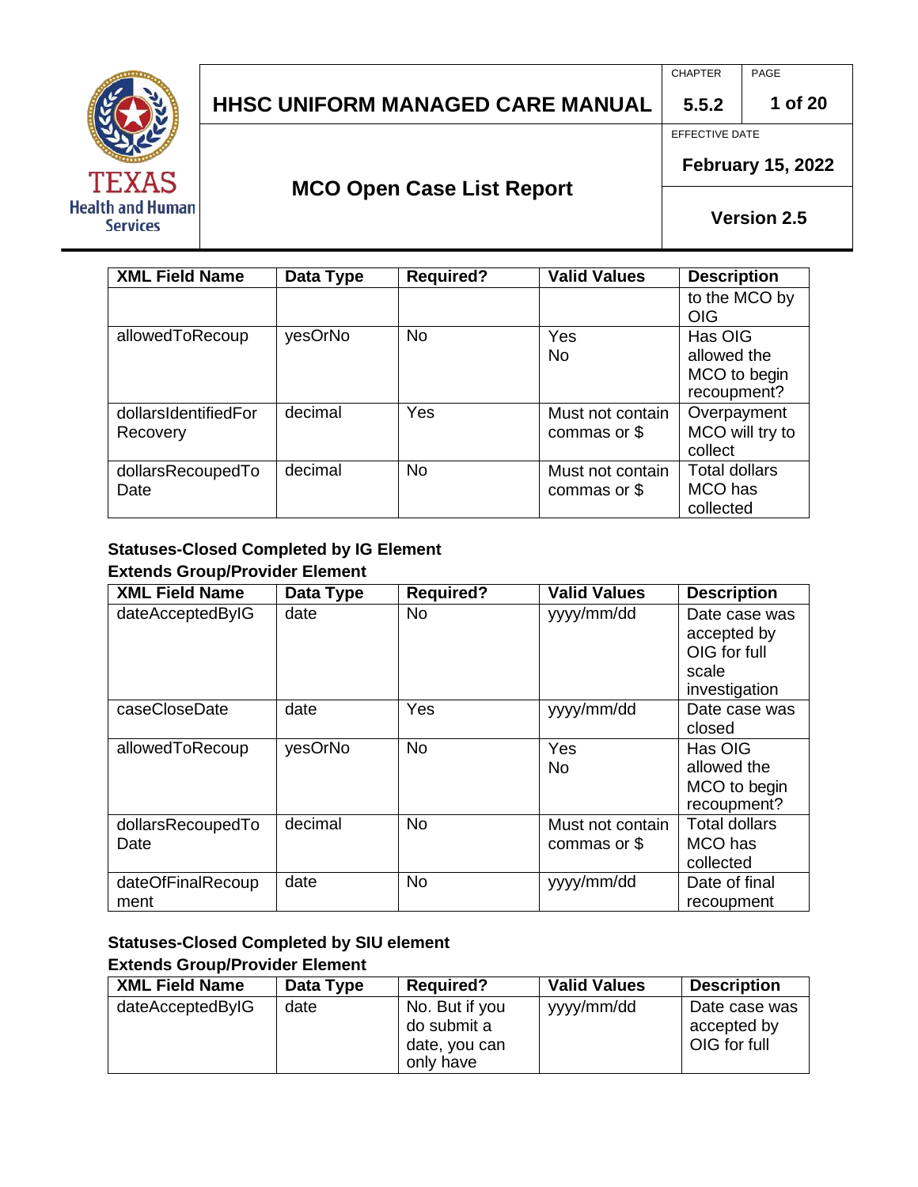| XML Field Name | Data Type | Required? | Valid Values | Description |
|---|---|---|---|---|
| | | | | to the MCO by OIG |
| allowedToRecoup | yesOrNo | No | Yes<br>No | Has OIG allowed the MCO to begin recoupment? |
| dollarsIdentifiedForRecovery | decimal | Yes | Must not contain commas or $ | Overpayment MCO will try to collect |
| dollarsRecoupedToDate | decimal | No | Must not contain commas or $ | Total dollars MCO has collected |

**Statuses-Closed Completed by IG Element**
**Extends Group/Provider Element**

| XML Field Name | Data Type | Required? | Valid Values | Description |
|---|---|---|---|---|
| dateAcceptedByIG | date | No | yyyy/mm/dd | Date case was accepted by OIG for full scale investigation |
| caseCloseDate | date | Yes | yyyy/mm/dd | Date case was closed |
| allowedToRecoup | yesOrNo | No | Yes<br>No | Has OIG allowed the MCO to begin recoupment? |
| dollarsRecoupedToDate | decimal | No | Must not contain commas or $ | Total dollars MCO has collected |
| dateOfFinalRecoupment | date | No | yyyy/mm/dd | Date of final recoupment |

**Statuses-Closed Completed by SIU element**
**Extends Group/Provider Element**

| XML Field Name | Data Type | Required? | Valid Values | Description |
|---|---|---|---|---|
| dateAcceptedByIG | date | No. But if you do submit a date, you can only have | yyyy/mm/dd | Date case was accepted by OIG for full |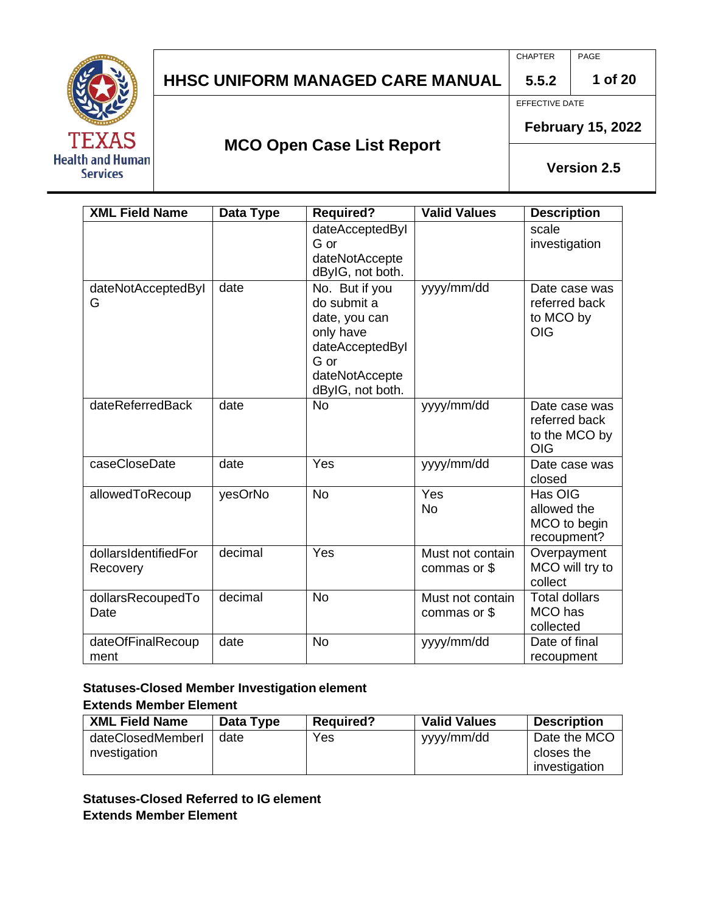| XML Field Name | Data Type | Required? | Valid Values | Description |
|---|---|---|---|---|
| | | dateAcceptedByIG or dateNotAcceptedByIG, not both. | | scale investigation |
| dateNotAcceptedByIG | date | No. But if you do submit a date, you can only have dateAcceptedByIG or dateNotAcceptedByIG, not both. | yyyy/mm/dd | Date case was referred back to MCO by OIG |
| dateReferredBack | date | No | yyyy/mm/dd | Date case was referred back to the MCO by OIG |
| caseCloseDate | date | Yes | yyyy/mm/dd | Date case was closed |
| allowedToRecoup | yesOrNo | No | Yes<br>No | Has OIG allowed the MCO to begin recoupment? |
| dollarsIdentifiedForRecovery | decimal | Yes | Must not contain commas or $ | Overpayment MCO will try to collect |
| dollarsRecoupedToDate | decimal | No | Must not contain commas or $ | Total dollars MCO has collected |
| dateOfFinalRecoupment | date | No | yyyy/mm/dd | Date of final recoupment |

**Statuses-Closed Member Investigation element**
**Extends Member Element**

| XML Field Name | Data Type | Required? | Valid Values | Description |
|---|---|---|---|---|
| dateClosedMemberInvestigation | date | Yes | yyyy/mm/dd | Date the MCO closes the investigation |

**Statuses-Closed Referred to IG element**
**Extends Member Element**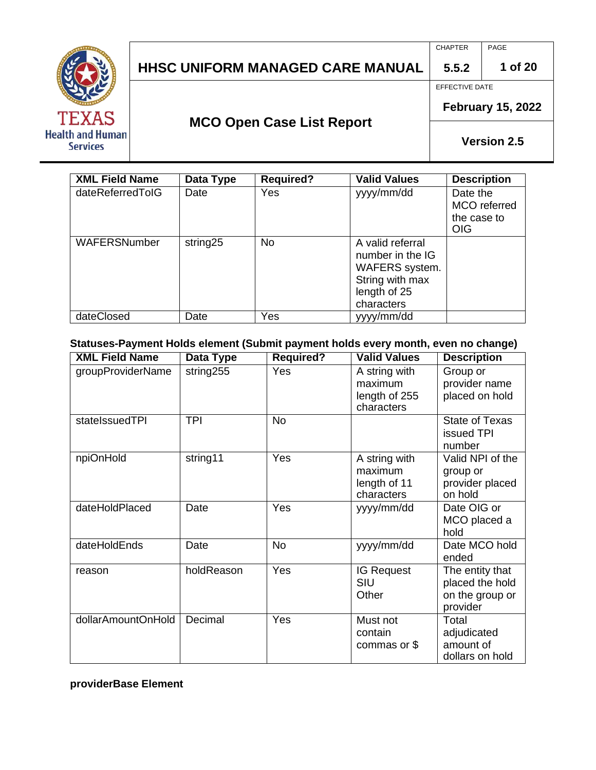| XML Field Name | Data Type | Required? | Valid Values | Description |
|---|---|---|---|---|
| dateReferredToIG | Date | Yes | yyyy/mm/dd | Date the MCO referred the case to OIG |
| WAFERSNumber | string25 | No | A valid referral number in the IG WAFERS system. String with max length of 25 characters | |
| dateClosed | Date | Yes | yyyy/mm/dd | |

**Statuses-Payment Holds element (Submit payment holds every month, even no change)**

| XML Field Name | Data Type | Required? | Valid Values | Description |
|---|---|---|---|---|
| groupProviderName | string255 | Yes | A string with maximum length of 255 characters | Group or provider name placed on hold |
| stateIssuedTPI | TPI | No | | State of Texas issued TPI number |
| npiOnHold | string11 | Yes | A string with maximum length of 11 characters | Valid NPI of the group or provider placed on hold |
| dateHoldPlaced | Date | Yes | yyyy/mm/dd | Date OIG or MCO placed a hold |
| dateHoldEnds | Date | No | yyyy/mm/dd | Date MCO hold ended |
| reason | holdReason | Yes | IG Request<br>SIU<br>Other | The entity that placed the hold on the group or provider |
| dollarAmountOnHold | Decimal | Yes | Must not contain commas or $ | Total adjudicated amount of dollars on hold |

**providerBase Element**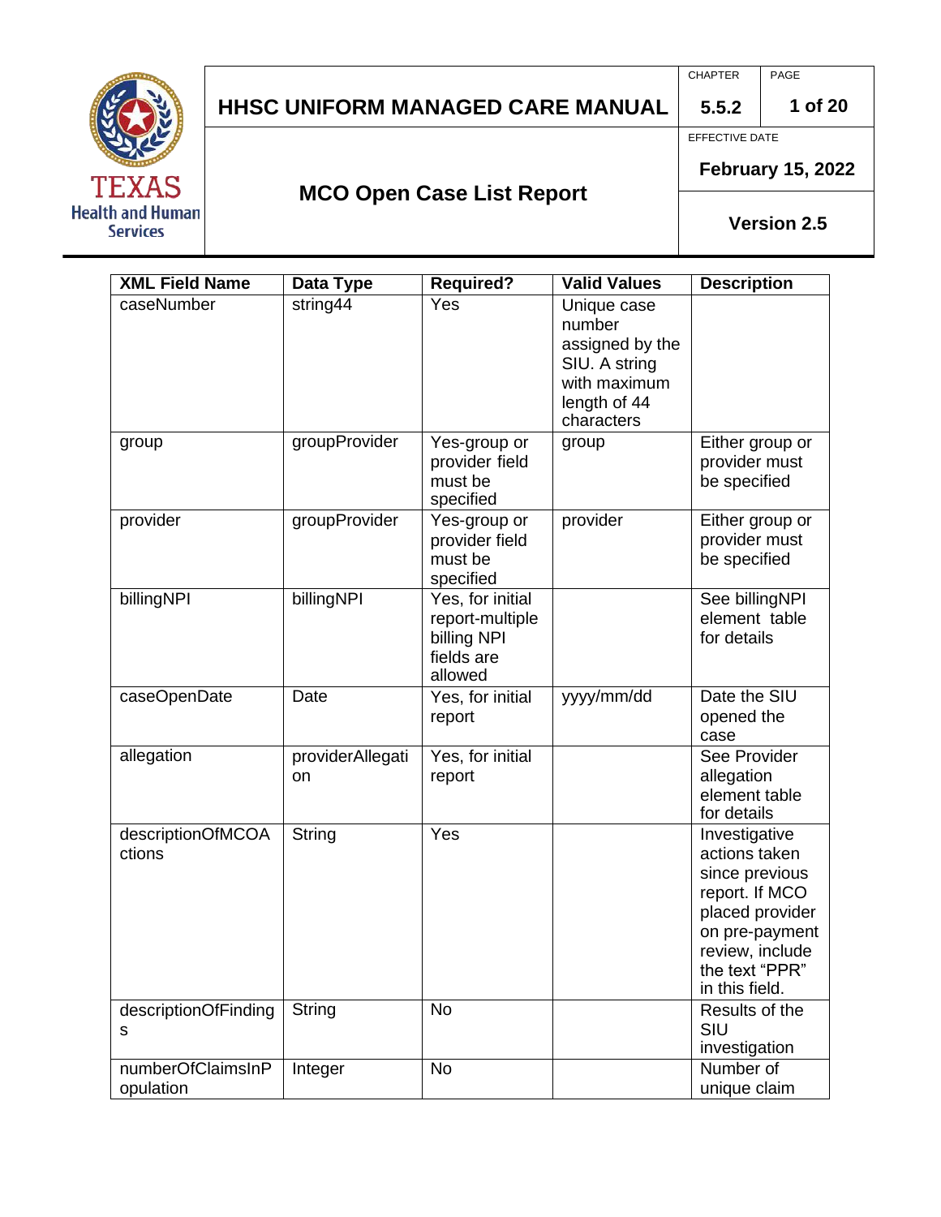| XML Field Name | Data Type | Required? | Valid Values | Description |
|---|---|---|---|---|
| caseNumber | string44 | Yes | Unique case number assigned by the SIU. A string with maximum length of 44 characters | |
| group | groupProvider | Yes-group or provider field must be specified | group | Either group or provider must be specified |
| provider | groupProvider | Yes-group or provider field must be specified | provider | Either group or provider must be specified |
| billingNPI | billingNPI | Yes, for initial report-multiple billing NPI fields are allowed | | See billingNPI element table for details |
| caseOpenDate | Date | Yes, for initial report | yyyy/mm/dd | Date the SIU opened the case |
| allegation | providerAllegation | Yes, for initial report | | See Provider allegation element table for details |
| descriptionOfMCOActions | String | Yes | | Investigative actions taken since previous report. If MCO placed provider on pre-payment review, include the text "PPR" in this field. |
| descriptionOfFindings | String | No | | Results of the SIU investigation |
| numberOfClaimsInPopulation | Integer | No | | Number of unique claim |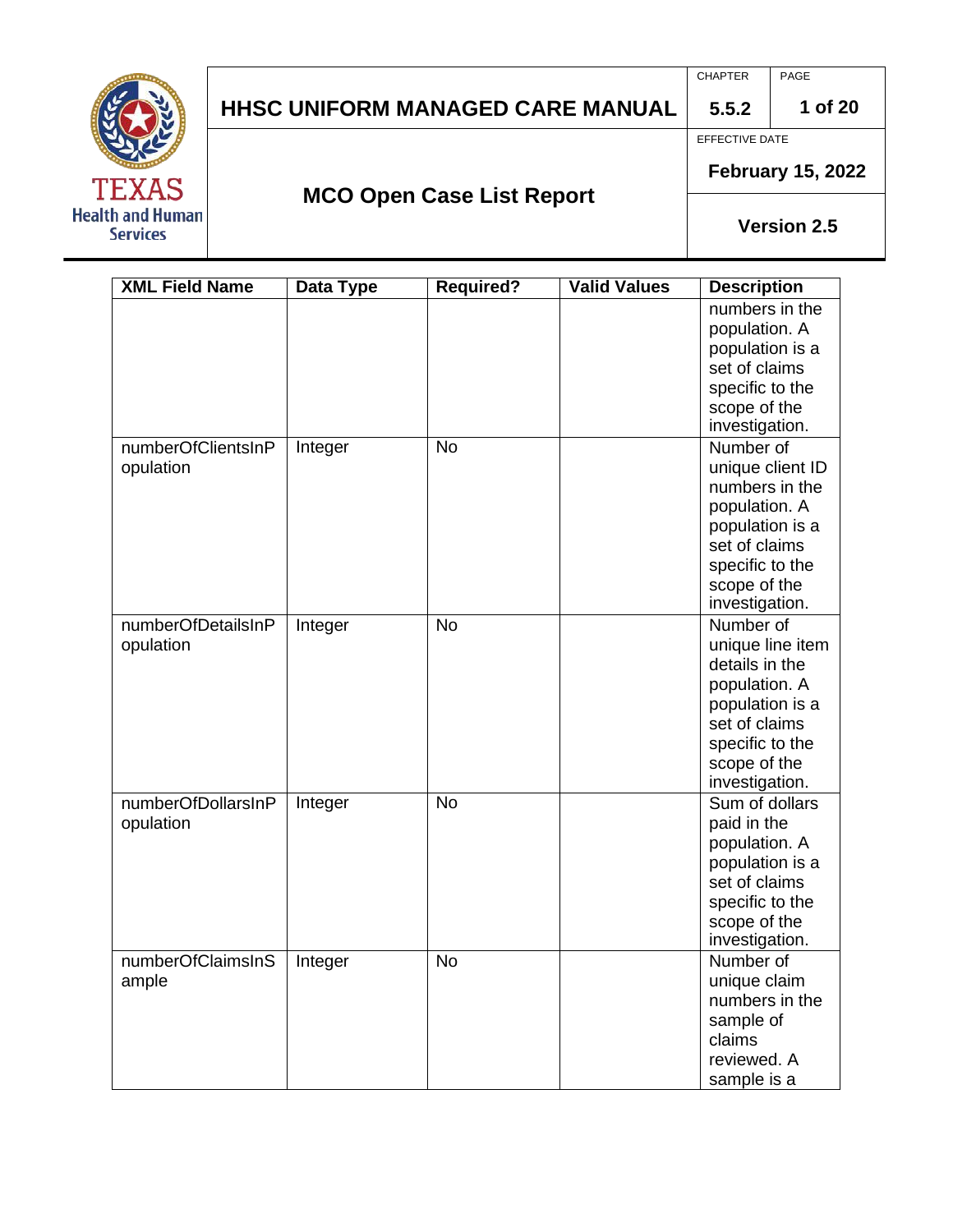| XML Field Name | Data Type | Required? | Valid Values | Description |
|---|---|---|---|---|
| | | | | numbers in the population. A population is a set of claims specific to the scope of the investigation. |
| numberOfClientsInPopulation | Integer | No | | Number of unique client ID numbers in the population. A population is a set of claims specific to the scope of the investigation. |
| numberOfDetailsInPopulation | Integer | No | | Number of unique line item details in the population. A population is a set of claims specific to the scope of the investigation. |
| numberOfDollarsInPopulation | Integer | No | | Sum of dollars paid in the population. A population is a set of claims specific to the scope of the investigation. |
| numberOfClaimsInSample | Integer | No | | Number of unique claim numbers in the sample of claims reviewed. A sample is a |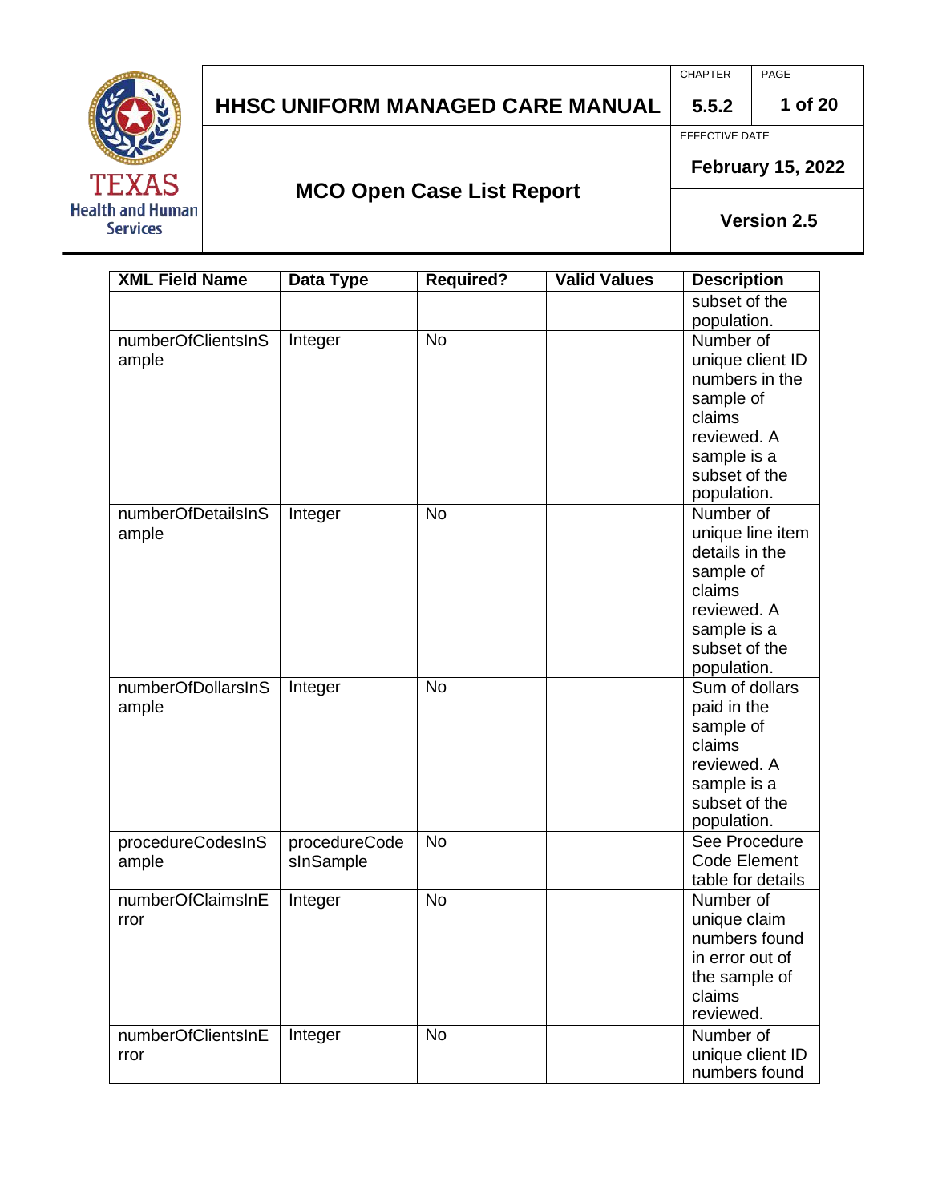| XML Field Name | Data Type | Required? | Valid Values | Description |
|---|---|---|---|---|
| | | | | subset of the population. |
| numberOfClientsInSample | Integer | No | | Number of unique client ID numbers in the sample of claims reviewed. A sample is a subset of the population. |
| numberOfDetailsInSample | Integer | No | | Number of unique line item details in the sample of claims reviewed. A sample is a subset of the population. |
| numberOfDollarsInSample | Integer | No | | Sum of dollars paid in the sample of claims reviewed. A sample is a subset of the population. |
| procedureCodesInSample | procedureCodesInSample | No | | See Procedure Code Element table for details |
| numberOfClaimsInError | Integer | No | | Number of unique claim numbers found in error out of the sample of claims reviewed. |
| numberOfClientsInError | Integer | No | | Number of unique client ID numbers found |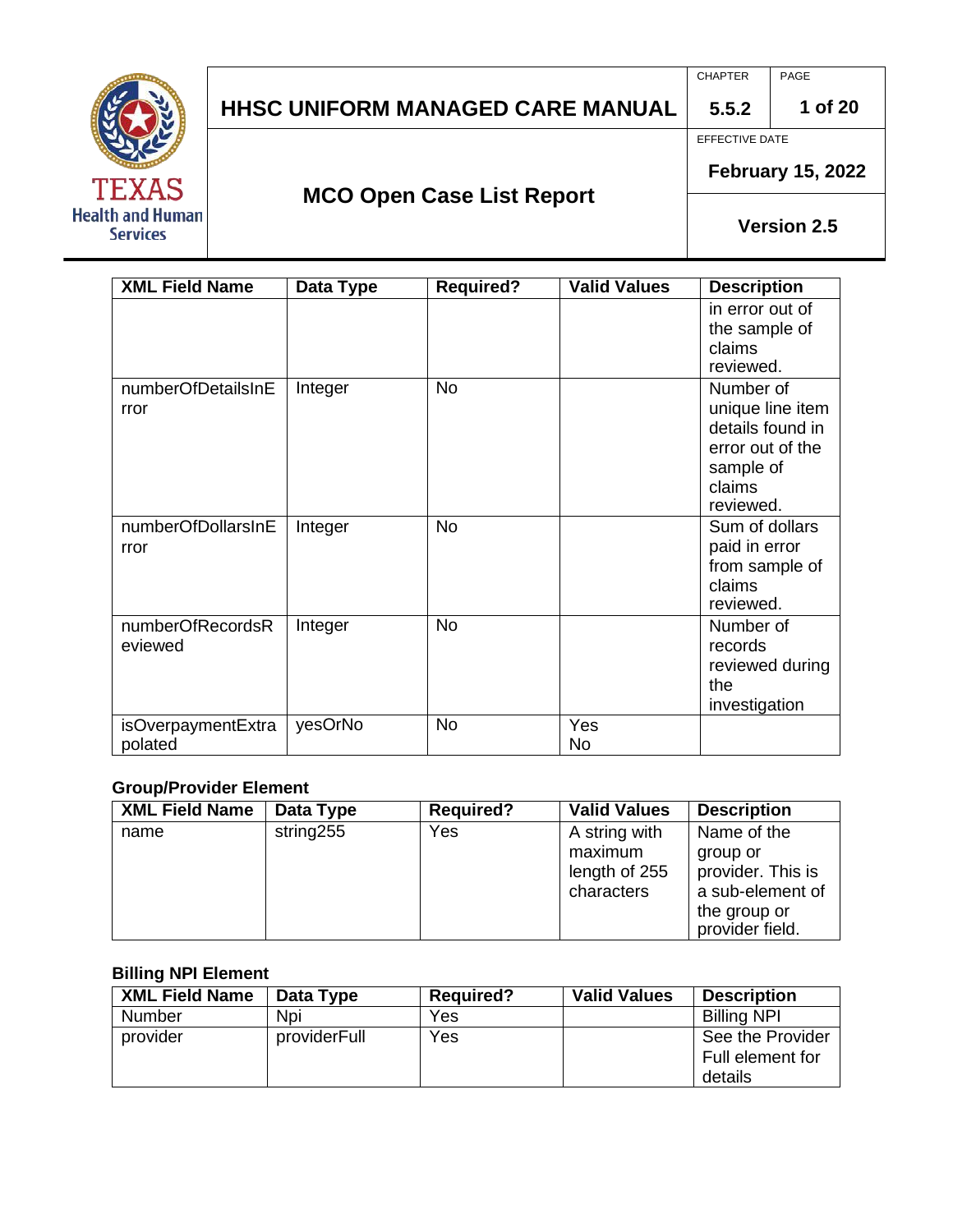| XML Field Name | Data Type | Required? | Valid Values | Description |
|---|---|---|---|---|
| | | | | in error out of the sample of claims reviewed. |
| numberOfDetailsInError | Integer | No | | Number of unique line item details found in error out of the sample of claims reviewed. |
| numberOfDollarsInError | Integer | No | | Sum of dollars paid in error from sample of claims reviewed. |
| numberOfRecordsReviewed | Integer | No | | Number of records reviewed during the investigation |
| isOverpaymentExtrapolated | yesOrNo | No | Yes<br>No | |

**Group/Provider Element**

| XML Field Name | Data Type | Required? | Valid Values | Description |
|---|---|---|---|---|
| name | string255 | Yes | A string with maximum length of 255 characters | Name of the group or provider. This is a sub-element of the group or provider field. |

**Billing NPI Element**

| XML Field Name | Data Type | Required? | Valid Values | Description |
|---|---|---|---|---|
| Number | Npi | Yes | | Billing NPI |
| provider | providerFull | Yes | | See the Provider Full element for details |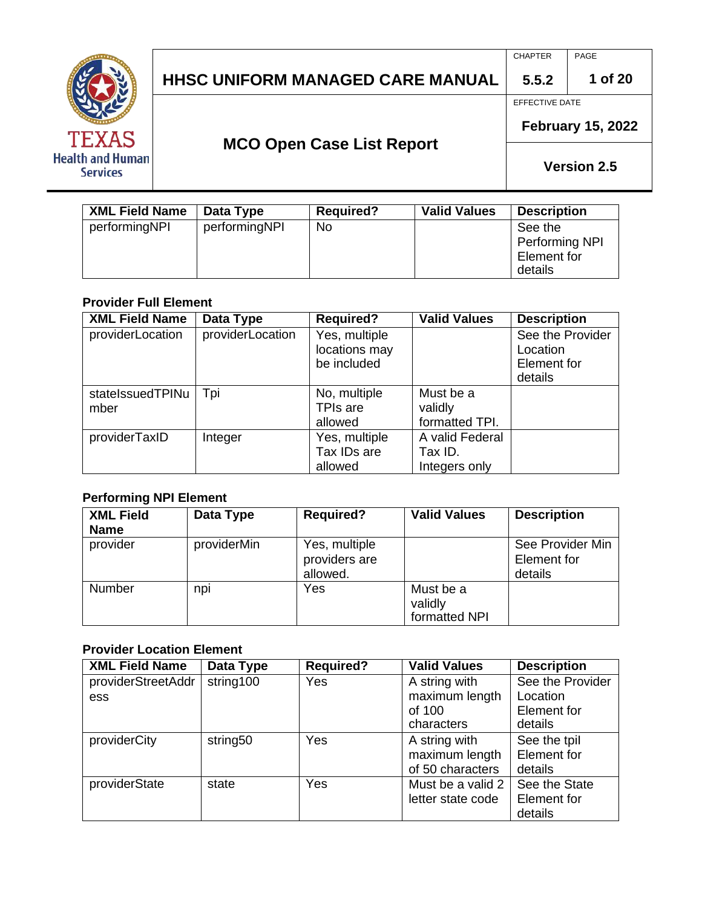| XML Field Name | Data Type | Required? | Valid Values | Description |
|---|---|---|---|---|
| performingNPI | performingNPI | No | | See the Performing NPI Element for details |

**Provider Full Element**

| XML Field Name | Data Type | Required? | Valid Values | Description |
|---|---|---|---|---|
| providerLocation | providerLocation | Yes, multiple locations may be included | | See the Provider Location Element for details |
| stateIssuedTPINumber | Tpi | No, multiple TPIs are allowed | Must be a validly formatted TPI. | |
| providerTaxID | Integer | Yes, multiple Tax IDs are allowed | A valid Federal Tax ID. Integers only | |

**Performing NPI Element**

| XML Field Name | Data Type | Required? | Valid Values | Description |
|---|---|---|---|---|
| provider | providerMin | Yes, multiple providers are allowed. | | See Provider Min Element for details |
| Number | npi | Yes | Must be a validly formatted NPI | |

**Provider Location Element**

| XML Field Name | Data Type | Required? | Valid Values | Description |
|---|---|---|---|---|
| providerStreetAddress | string100 | Yes | A string with maximum length of 100 characters | See the Provider Location Element for details |
| providerCity | string50 | Yes | A string with maximum length of 50 characters | See the tpil Element for details |
| providerState | state | Yes | Must be a valid 2 letter state code | See the State Element for details |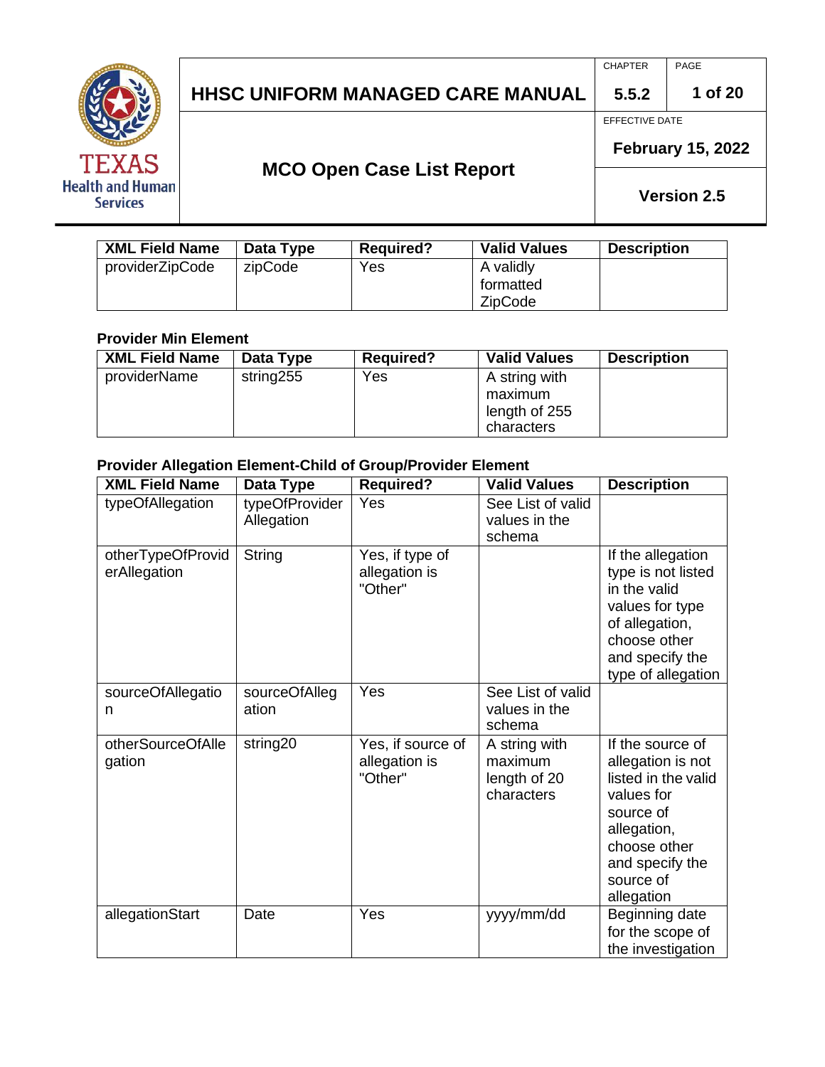| XML Field Name | Data Type | Required? | Valid Values | Description |
| --- | --- | --- | --- | --- |
| providerZipCode | zipCode | Yes | A validly formatted ZipCode | |

**Provider Min Element**

| XML Field Name | Data Type | Required? | Valid Values | Description |
| --- | --- | --- | --- | --- |
| providerName | string255 | Yes | A string with maximum length of 255 characters | |

**Provider Allegation Element-Child of Group/Provider Element**

| XML Field Name | Data Type | Required? | Valid Values | Description |
| --- | --- | --- | --- | --- |
| typeOfAllegation | typeOfProvider Allegation | Yes | See List of valid values in the schema | |
| otherTypeOfProviderAllegation | String | Yes, if type of allegation is "Other" | | If the allegation type is not listed in the valid values for type of allegation, choose other and specify the type of allegation |
| sourceOfAllegation | sourceOfAllegation | Yes | See List of valid values in the schema | |
| otherSourceOfAllegation | string20 | Yes, if source of allegation is "Other" | A string with maximum length of 20 characters | If the source of allegation is not listed in the valid values for source of allegation, choose other and specify the source of allegation |
| allegationStart | Date | Yes | yyyy/mm/dd | Beginning date for the scope of the investigation |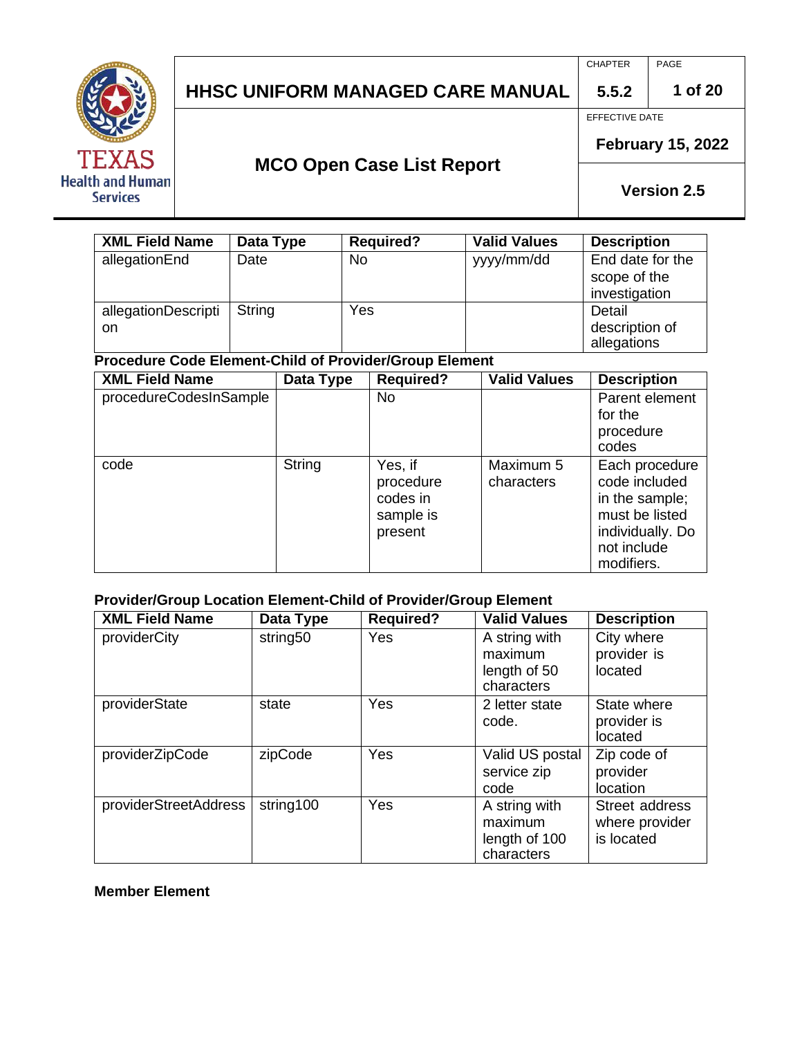| XML Field Name | Data Type | Required? | Valid Values | Description |
| --- | --- | --- | --- | --- |
| allegationEnd | Date | No | yyyy/mm/dd | End date for the scope of the investigation |
| allegationDescription | String | Yes | | Detail description of allegations |

**Procedure Code Element-Child of Provider/Group Element**

| XML Field Name | Data Type | Required? | Valid Values | Description |
| --- | --- | --- | --- | --- |
| procedureCodesInSample | | No | | Parent element for the procedure codes |
| code | String | Yes, if procedure codes in sample is present | Maximum 5 characters | Each procedure code included in the sample; must be listed individually. Do not include modifiers. |

**Provider/Group Location Element-Child of Provider/Group Element**

| XML Field Name | Data Type | Required? | Valid Values | Description |
| --- | --- | --- | --- | --- |
| providerCity | string50 | Yes | A string with maximum length of 50 characters | City where provider is located |
| providerState | state | Yes | 2 letter state code. | State where provider is located |
| providerZipCode | zipCode | Yes | Valid US postal service zip code | Zip code of provider location |
| providerStreetAddress | string100 | Yes | A string with maximum length of 100 characters | Street address where provider is located |

**Member Element**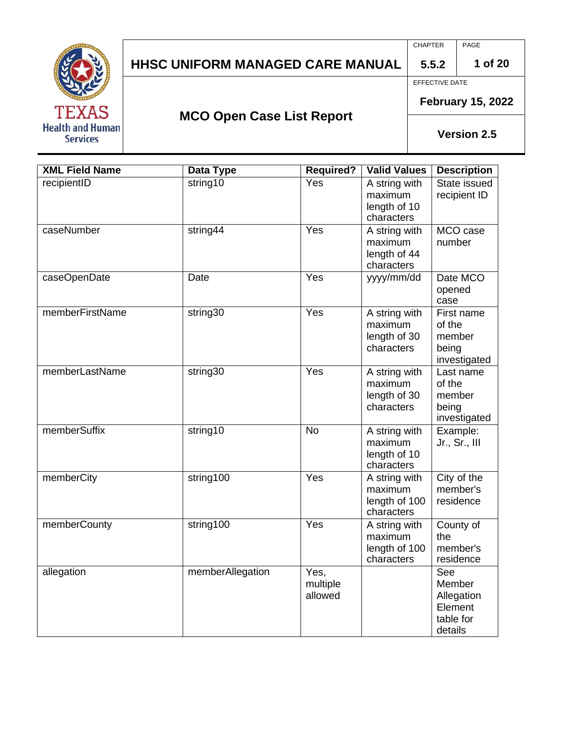| XML Field Name | Data Type | Required? | Valid Values | Description |
| --- | --- | --- | --- | --- |
| recipientID | string10 | Yes | A string with maximum length of 10 characters | State issued recipient ID |
| caseNumber | string44 | Yes | A string with maximum length of 44 characters | MCO case number |
| caseOpenDate | Date | Yes | yyyy/mm/dd | Date MCO opened case |
| memberFirstName | string30 | Yes | A string with maximum length of 30 characters | First name of the member being investigated |
| memberLastName | string30 | Yes | A string with maximum length of 30 characters | Last name of the member being investigated |
| memberSuffix | string10 | No | A string with maximum length of 10 characters | Example: Jr., Sr., III |
| memberCity | string100 | Yes | A string with maximum length of 100 characters | City of the member's residence |
| memberCounty | string100 | Yes | A string with maximum length of 100 characters | County of the member's residence |
| allegation | memberAllegation | Yes, multiple allowed | | See Member Allegation Element table for details |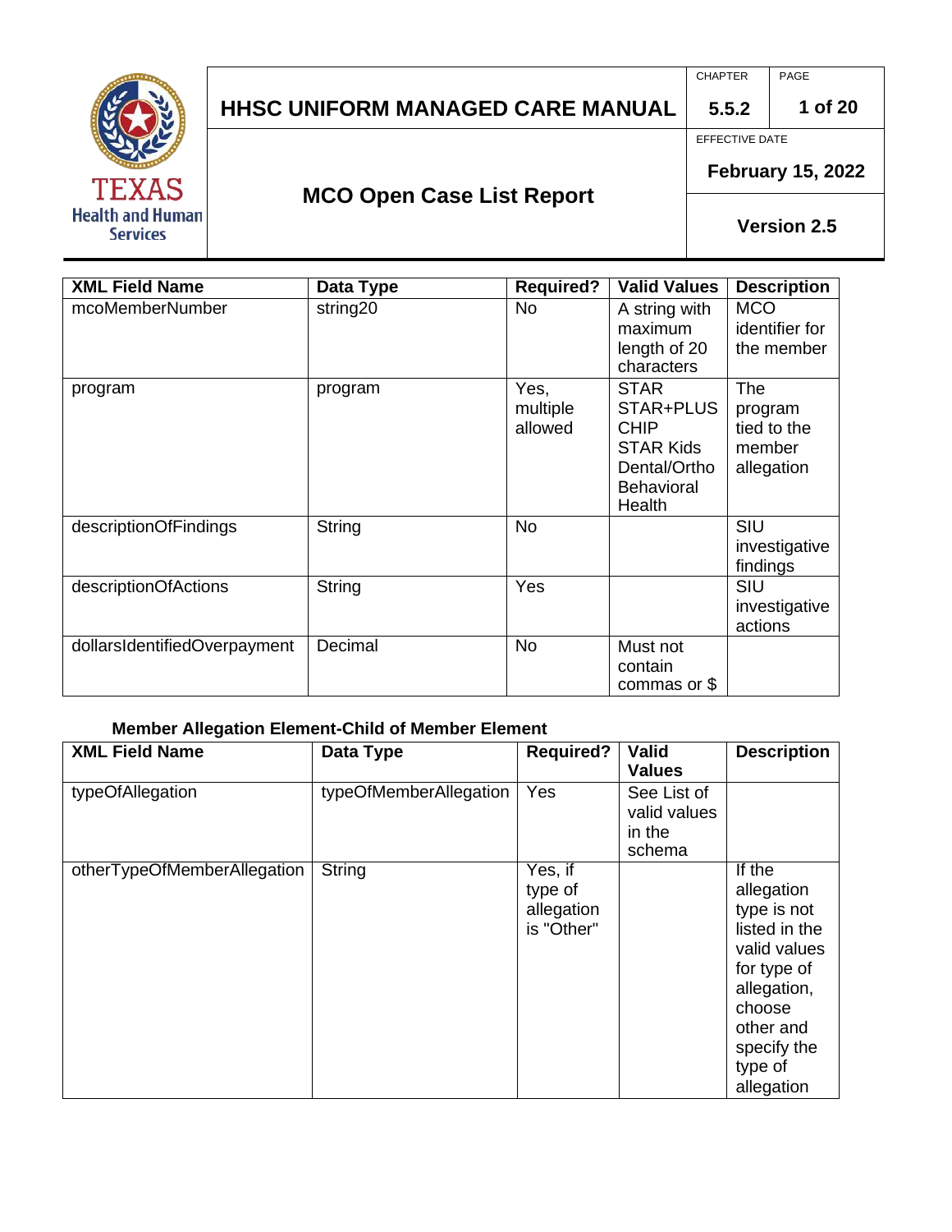| XML Field Name | Data Type | Required? | Valid Values | Description |
|---|---|---|---|---|
| mcoMemberNumber | string20 | No | A string with maximum length of 20 characters | MCO identifier for the member |
| program | program | Yes, multiple allowed | STAR<br>STAR+PLUS<br>CHIP<br>STAR Kids<br>Dental/Ortho<br>Behavioral Health | The program tied to the member allegation |
| descriptionOfFindings | String | No | | SIU investigative findings |
| descriptionOfActions | String | Yes | | SIU investigative actions |
| dollarsIdentifiedOverpayment | Decimal | No | Must not contain commas or $ | |

**Member Allegation Element-Child of Member Element**

| XML Field Name | Data Type | Required? | Valid Values | Description |
|---|---|---|---|---|
| typeOfAllegation | typeOfMemberAllegation | Yes | See List of valid values in the schema | |
| otherTypeOfMemberAllegation | String | Yes, if type of allegation is "Other" | | If the allegation type is not listed in the valid values for type of allegation, choose other and specify the type of allegation |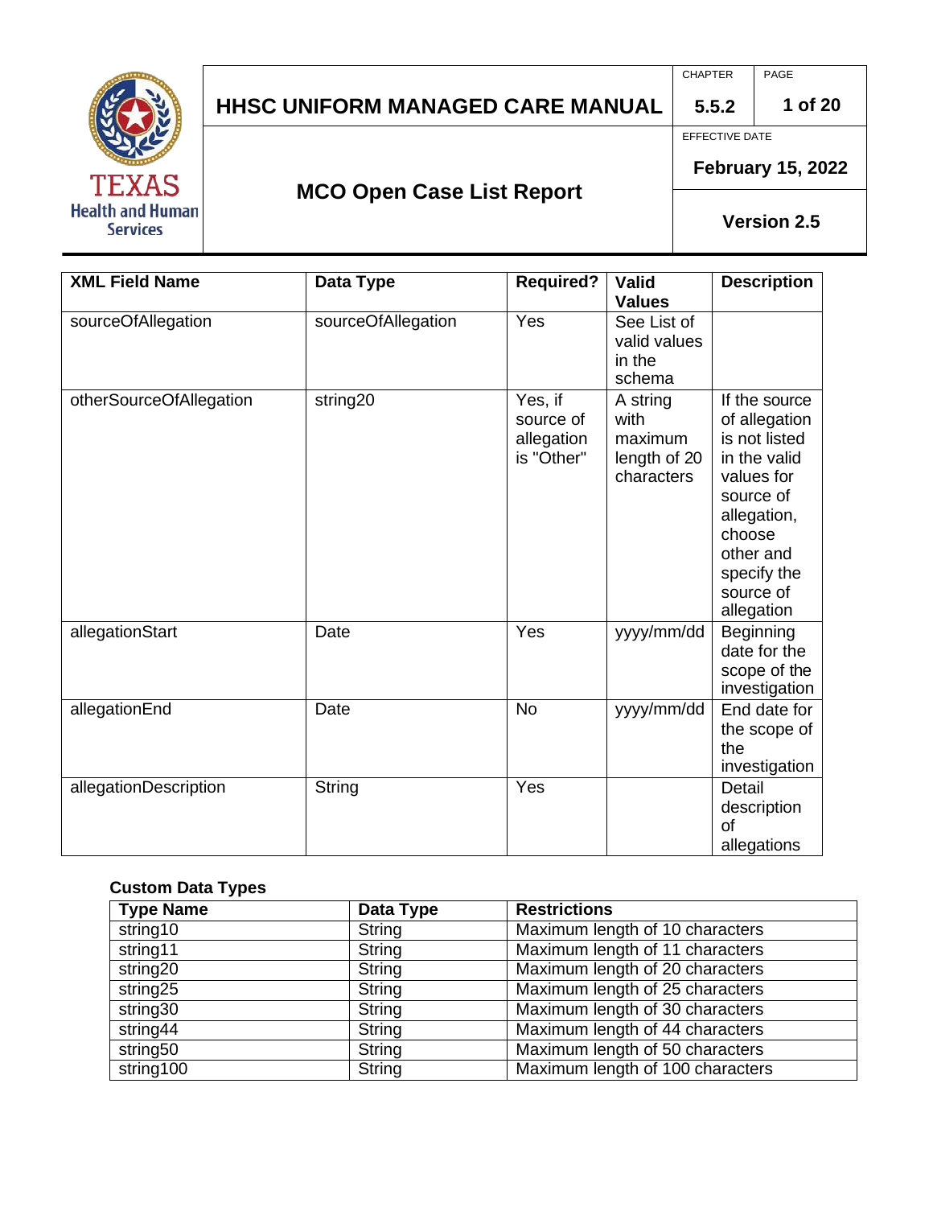| XML Field Name | Data Type | Required? | Valid Values | Description |
|---|---|---|---|---|
| sourceOfAllegation | sourceOfAllegation | Yes | See List of valid values in the schema | |
| otherSourceOfAllegation | string20 | Yes, if source of allegation is "Other" | A string with maximum length of 20 characters | If the source of allegation is not listed in the valid values for source of allegation, choose other and specify the source of allegation |
| allegationStart | Date | Yes | yyyy/mm/dd | Beginning date for the scope of the investigation |
| allegationEnd | Date | No | yyyy/mm/dd | End date for the scope of the investigation |
| allegationDescription | String | Yes | | Detail description of allegations |

**Custom Data Types**

| Type Name | Data Type | Restrictions |
|---|---|---|
| string10 | String | Maximum length of 10 characters |
| string11 | String | Maximum length of 11 characters |
| string20 | String | Maximum length of 20 characters |
| string25 | String | Maximum length of 25 characters |
| string30 | String | Maximum length of 30 characters |
| string44 | String | Maximum length of 44 characters |
| string50 | String | Maximum length of 50 characters |
| string100 | String | Maximum length of 100 characters |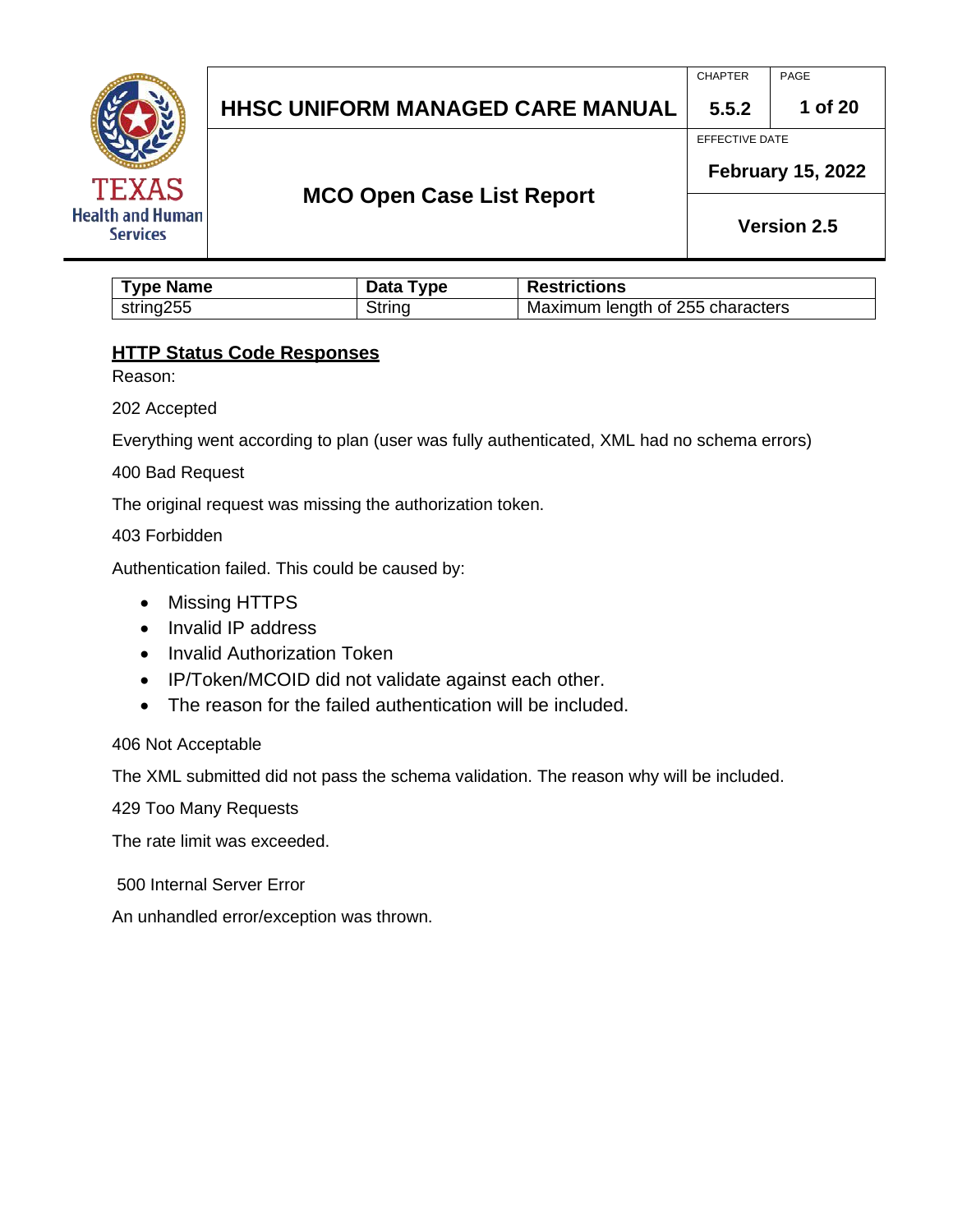| Type Name | Data Type | Restrictions |
|---|---|---|
| string255 | String | Maximum length of 255 characters |

## HTTP Status Code Responses

Reason:

202 Accepted

Everything went according to plan (user was fully authenticated, XML had no schema errors)

400 Bad Request

The original request was missing the authorization token.

403 Forbidden

Authentication failed. This could be caused by:

- Missing HTTPS
- Invalid IP address
- Invalid Authorization Token
- IP/Token/MCOID did not validate against each other.
- The reason for the failed authentication will be included.

406 Not Acceptable

The XML submitted did not pass the schema validation. The reason why will be included.

429 Too Many Requests

The rate limit was exceeded.

500 Internal Server Error

An unhandled error/exception was thrown.